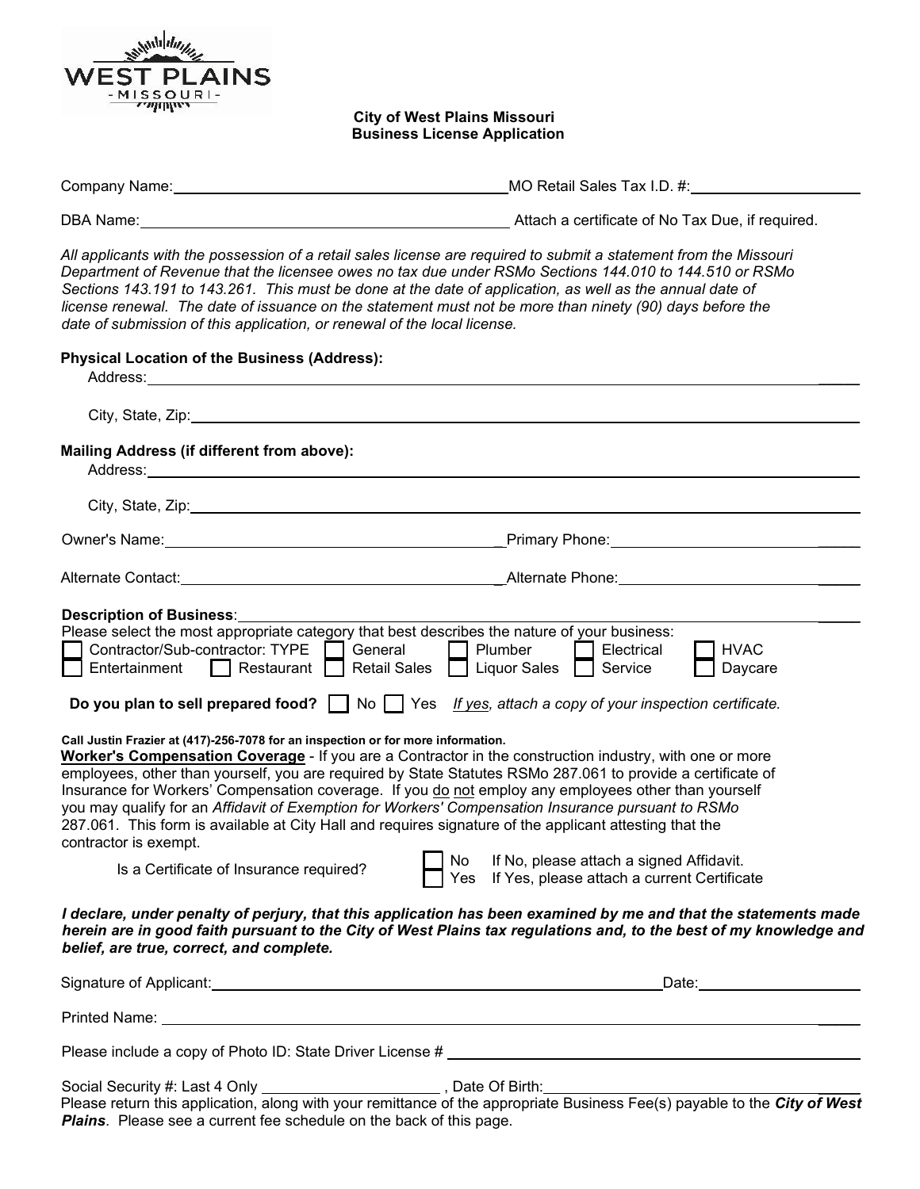**City of West Plains Missouri**
**Business License Application**

Company Name:______________________________ MO Retail Sales Tax I.D. #:____________________

DBA Name:______________________________ Attach a certificate of No Tax Due, if required.

*All applicants with the possession of a retail sales license are required to submit a statement from the Missouri Department of Revenue that the licensee owes no tax due under RSMo Sections 144.010 to 144.510 or RSMo Sections 143.191 to 143.261. This must be done at the date of application, as well as the annual date of license renewal. The date of issuance on the statement must not be more than ninety (90) days before the date of submission of this application, or renewal of the local license.*

**Physical Location of the Business (Address):**

Address:______________________________

City, State, Zip:______________________________

**Mailing Address (if different from above):**

Address:______________________________

City, State, Zip:______________________________

Owner's Name:______________________________ Primary Phone:____________________

Alternate Contact:______________________________ Alternate Phone:____________________

**Description of Business**:______________________________

Please select the most appropriate category that best describes the nature of your business:

☐ Contractor/Sub-contractor: TYPE ☐ General ☐ Plumber ☐ Electrical ☐ HVAC
☐ Entertainment ☐ Restaurant ☐ Retail Sales ☐ Liquor Sales ☐ Service ☐ Daycare

**Do you plan to sell prepared food?** ☐ No ☐ Yes *If yes, attach a copy of your inspection certificate.*

**Call Justin Frazier at (417)-256-7078 for an inspection or for more information.**

**Worker's Compensation Coverage** - If you are a Contractor in the construction industry, with one or more employees, other than yourself, you are required by State Statutes RSMo 287.061 to provide a certificate of Insurance for Workers' Compensation coverage. If you do not employ any employees other than yourself you may qualify for an *Affidavit of Exemption for Workers' Compensation Insurance pursuant to RSMo* 287.061. This form is available at City Hall and requires signature of the applicant attesting that the contractor is exempt.

Is a Certificate of Insurance required?
☐ No If No, please attach a signed Affidavit.
☐ Yes If Yes, please attach a current Certificate

***I declare, under penalty of perjury, that this application has been examined by me and that the statements made herein are in good faith pursuant to the City of West Plains tax regulations and, to the best of my knowledge and belief, are true, correct, and complete.***

Signature of Applicant:______________________________ Date:____________________

Printed Name:______________________________

Please include a copy of Photo ID: State Driver License #______________________________

Social Security #: Last 4 Only ____________________, Date Of Birth:____________________

Please return this application, along with your remittance of the appropriate Business Fee(s) payable to the ***City of West Plains***. Please see a current fee schedule on the back of this page.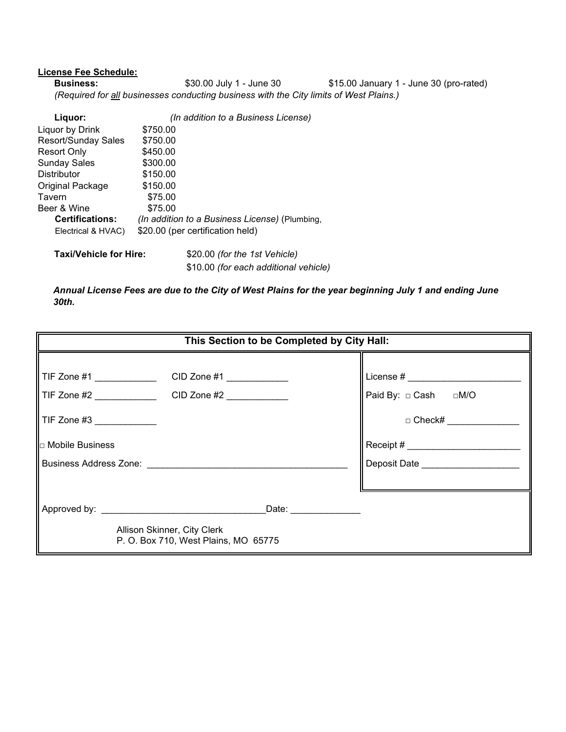**License Fee Schedule:**

**Business:** $30.00 July 1 - June 30 $15.00 January 1 - June 30 (pro-rated)

*(Required for* ***all*** *businesses conducting business with the City limits of West Plains.)*

**Liquor:** *(In addition to a Business License)*

| | |
|---|---|
| Liquor by Drink | $750.00 |
| Resort/Sunday Sales | $750.00 |
| Resort Only | $450.00 |
| Sunday Sales | $300.00 |
| Distributor | $150.00 |
| Original Package | $150.00 |
| Tavern | $75.00 |
| Beer & Wine | $75.00 |

**Certifications:** *(In addition to a Business License)* (Plumbing, Electrical & HVAC) $20.00 (per certification held)

**Taxi/Vehicle for Hire:** $20.00 *(for the 1st Vehicle)*
$10.00 *(for each additional vehicle)*

***Annual License Fees are due to the City of West Plains for the year beginning July 1 and ending June 30th.***

**This Section to be Completed by City Hall:**

TIF Zone #1 ____________ CID Zone #1 ____________

TIF Zone #2 ____________ CID Zone #2 ____________

TIF Zone #3 ____________

□ Mobile Business

Business Address Zone: ________________________________________

License # ______________________

Paid By: □ Cash □M/O

□ Check# ______________

Receipt # ______________________

Deposit Date ___________________

Approved by: _______________________________Date: _____________

Allison Skinner, City Clerk
P. O. Box 710, West Plains, MO 65775